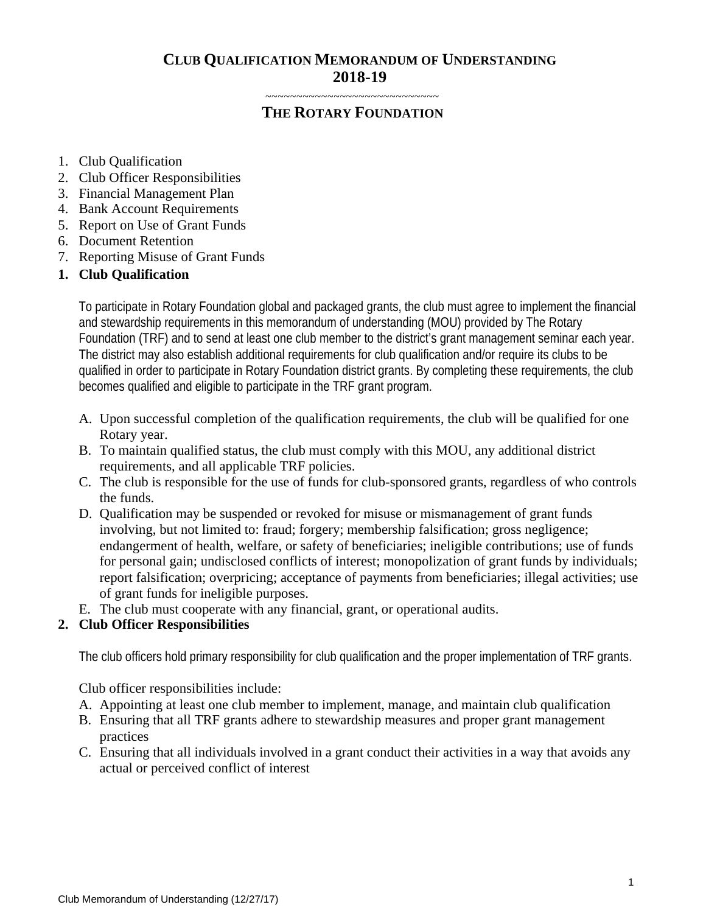# CLUB QUALIFICATION MEMORANDUM OF UNDERSTANDING 2018-19

~~~~~~~~~~~~~~~~~~~~~~~~~~~~~~~~

## THE ROTARY FOUNDATION

1. Club Qualification
2. Club Officer Responsibilities
3. Financial Management Plan
4. Bank Account Requirements
5. Report on Use of Grant Funds
6. Document Retention
7. Reporting Misuse of Grant Funds

### 1. Club Qualification

To participate in Rotary Foundation global and packaged grants, the club must agree to implement the financial and stewardship requirements in this memorandum of understanding (MOU) provided by The Rotary Foundation (TRF) and to send at least one club member to the district's grant management seminar each year. The district may also establish additional requirements for club qualification and/or require its clubs to be qualified in order to participate in Rotary Foundation district grants. By completing these requirements, the club becomes qualified and eligible to participate in the TRF grant program.

A. Upon successful completion of the qualification requirements, the club will be qualified for one Rotary year.
B. To maintain qualified status, the club must comply with this MOU, any additional district requirements, and all applicable TRF policies.
C. The club is responsible for the use of funds for club-sponsored grants, regardless of who controls the funds.
D. Qualification may be suspended or revoked for misuse or mismanagement of grant funds involving, but not limited to: fraud; forgery; membership falsification; gross negligence; endangerment of health, welfare, or safety of beneficiaries; ineligible contributions; use of funds for personal gain; undisclosed conflicts of interest; monopolization of grant funds by individuals; report falsification; overpricing; acceptance of payments from beneficiaries; illegal activities; use of grant funds for ineligible purposes.
E. The club must cooperate with any financial, grant, or operational audits.

### 2. Club Officer Responsibilities

The club officers hold primary responsibility for club qualification and the proper implementation of TRF grants.

Club officer responsibilities include:

A. Appointing at least one club member to implement, manage, and maintain club qualification
B. Ensuring that all TRF grants adhere to stewardship measures and proper grant management practices
C. Ensuring that all individuals involved in a grant conduct their activities in a way that avoids any actual or perceived conflict of interest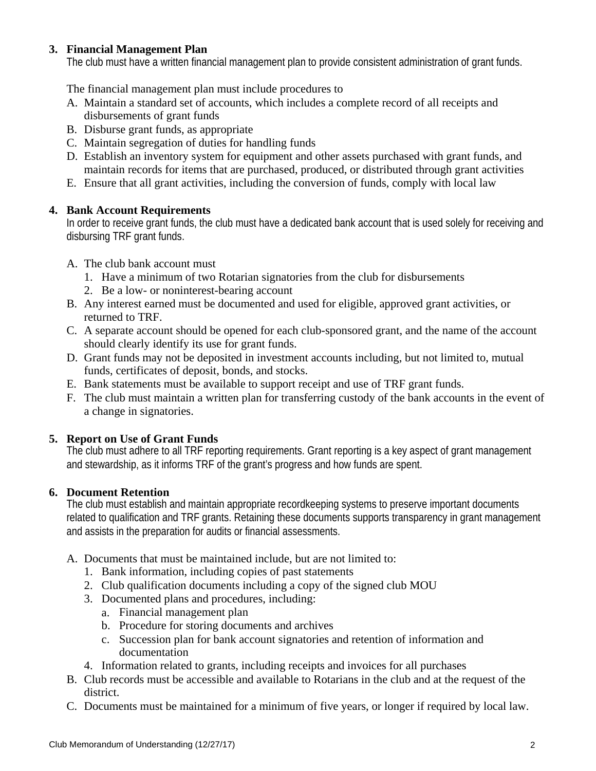### 3. Financial Management Plan

The club must have a written financial management plan to provide consistent administration of grant funds.

The financial management plan must include procedures to

A. Maintain a standard set of accounts, which includes a complete record of all receipts and disbursements of grant funds
B. Disburse grant funds, as appropriate
C. Maintain segregation of duties for handling funds
D. Establish an inventory system for equipment and other assets purchased with grant funds, and maintain records for items that are purchased, produced, or distributed through grant activities
E. Ensure that all grant activities, including the conversion of funds, comply with local law

### 4. Bank Account Requirements

In order to receive grant funds, the club must have a dedicated bank account that is used solely for receiving and disbursing TRF grant funds.

A. The club bank account must
   1. Have a minimum of two Rotarian signatories from the club for disbursements
   2. Be a low- or noninterest-bearing account
B. Any interest earned must be documented and used for eligible, approved grant activities, or returned to TRF.
C. A separate account should be opened for each club-sponsored grant, and the name of the account should clearly identify its use for grant funds.
D. Grant funds may not be deposited in investment accounts including, but not limited to, mutual funds, certificates of deposit, bonds, and stocks.
E. Bank statements must be available to support receipt and use of TRF grant funds.
F. The club must maintain a written plan for transferring custody of the bank accounts in the event of a change in signatories.

### 5. Report on Use of Grant Funds

The club must adhere to all TRF reporting requirements. Grant reporting is a key aspect of grant management and stewardship, as it informs TRF of the grant's progress and how funds are spent.

### 6. Document Retention

The club must establish and maintain appropriate recordkeeping systems to preserve important documents related to qualification and TRF grants. Retaining these documents supports transparency in grant management and assists in the preparation for audits or financial assessments.

A. Documents that must be maintained include, but are not limited to:
   1. Bank information, including copies of past statements
   2. Club qualification documents including a copy of the signed club MOU
   3. Documented plans and procedures, including:
      a. Financial management plan
      b. Procedure for storing documents and archives
      c. Succession plan for bank account signatories and retention of information and documentation
   4. Information related to grants, including receipts and invoices for all purchases
B. Club records must be accessible and available to Rotarians in the club and at the request of the district.
C. Documents must be maintained for a minimum of five years, or longer if required by local law.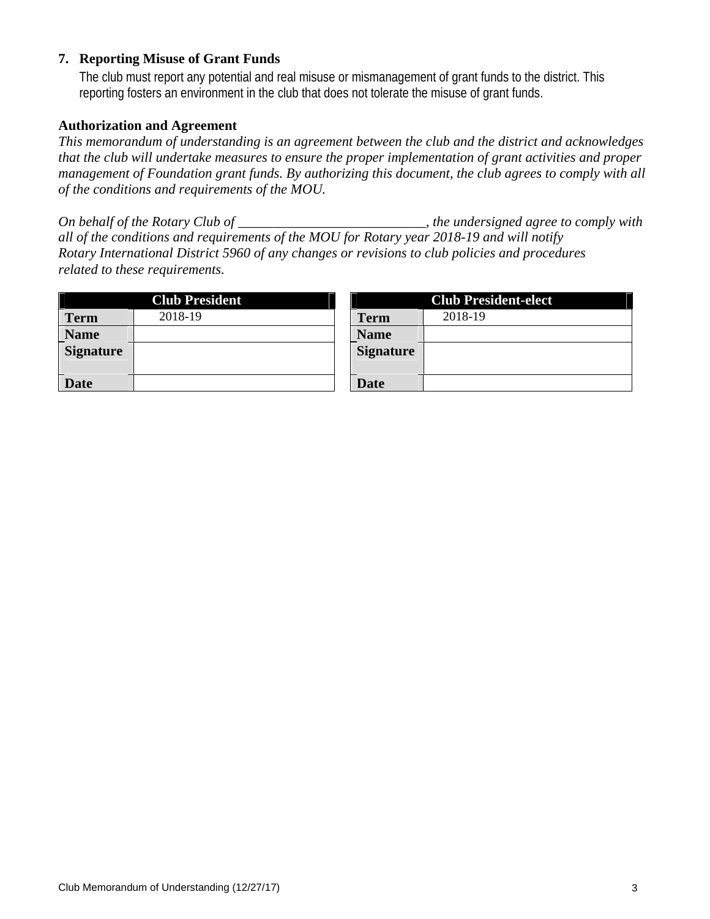7. **Reporting Misuse of Grant Funds**

   The club must report any potential and real misuse or mismanagement of grant funds to the district. This reporting fosters an environment in the club that does not tolerate the misuse of grant funds.

**Authorization and Agreement**

*This memorandum of understanding is an agreement between the club and the district and acknowledges that the club will undertake measures to ensure the proper implementation of grant activities and proper management of Foundation grant funds. By authorizing this document, the club agrees to comply with all of the conditions and requirements of the MOU.*

*On behalf of the Rotary Club of ___________________________, the undersigned agree to comply with all of the conditions and requirements of the MOU for Rotary year 2018-19 and will notify Rotary International District 5960 of any changes or revisions to club policies and procedures related to these requirements.*

| Club President | |
|---|---|
| **Term** | 2018-19 |
| **Name** | |
| **Signature** | |
| **Date** | |

| Club President-elect | |
|---|---|
| **Term** | 2018-19 |
| **Name** | |
| **Signature** | |
| **Date** | |

Club Memorandum of Understanding (12/27/17)